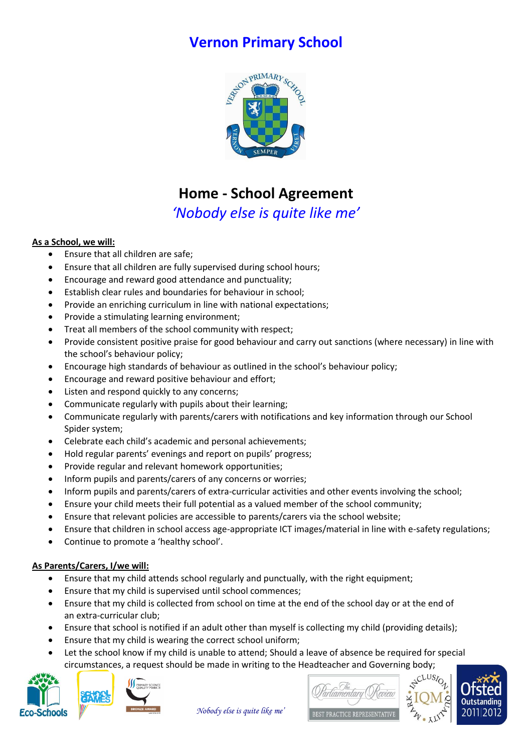# Vernon Primary School

## Home - School Agreement

*'Nobody else is quite like me'*

**As a School, we will:**

- Ensure that all children are safe;
- Ensure that all children are fully supervised during school hours;
- Encourage and reward good attendance and punctuality;
- Establish clear rules and boundaries for behaviour in school;
- Provide an enriching curriculum in line with national expectations;
- Provide a stimulating learning environment;
- Treat all members of the school community with respect;
- Provide consistent positive praise for good behaviour and carry out sanctions (where necessary) in line with the school's behaviour policy;
- Encourage high standards of behaviour as outlined in the school's behaviour policy;
- Encourage and reward positive behaviour and effort;
- Listen and respond quickly to any concerns;
- Communicate regularly with pupils about their learning;
- Communicate regularly with parents/carers with notifications and key information through our School Spider system;
- Celebrate each child's academic and personal achievements;
- Hold regular parents' evenings and report on pupils' progress;
- Provide regular and relevant homework opportunities;
- Inform pupils and parents/carers of any concerns or worries;
- Inform pupils and parents/carers of extra-curricular activities and other events involving the school;
- Ensure your child meets their full potential as a valued member of the school community;
- Ensure that relevant policies are accessible to parents/carers via the school website;
- Ensure that children in school access age-appropriate ICT images/material in line with e-safety regulations;
- Continue to promote a 'healthy school'.

**As Parents/Carers, I/we will:**

- Ensure that my child attends school regularly and punctually, with the right equipment;
- Ensure that my child is supervised until school commences;
- Ensure that my child is collected from school on time at the end of the school day or at the end of an extra-curricular club;
- Ensure that school is notified if an adult other than myself is collecting my child (providing details);
- Ensure that my child is wearing the correct school uniform;
- Let the school know if my child is unable to attend; Should a leave of absence be required for special circumstances, a request should be made in writing to the Headteacher and Governing body;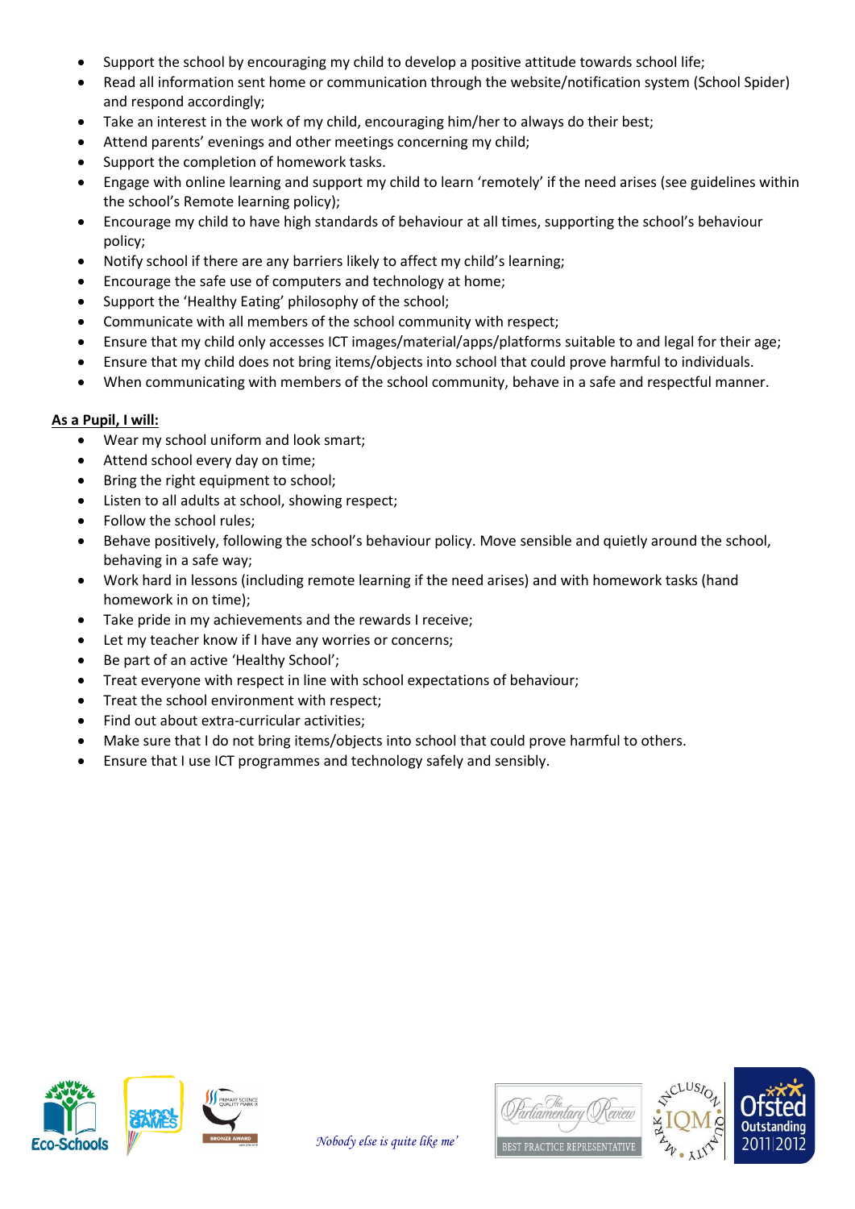- Support the school by encouraging my child to develop a positive attitude towards school life;
- Read all information sent home or communication through the website/notification system (School Spider) and respond accordingly;
- Take an interest in the work of my child, encouraging him/her to always do their best;
- Attend parents' evenings and other meetings concerning my child;
- Support the completion of homework tasks.
- Engage with online learning and support my child to learn 'remotely' if the need arises (see guidelines within the school's Remote learning policy);
- Encourage my child to have high standards of behaviour at all times, supporting the school's behaviour policy;
- Notify school if there are any barriers likely to affect my child's learning;
- Encourage the safe use of computers and technology at home;
- Support the 'Healthy Eating' philosophy of the school;
- Communicate with all members of the school community with respect;
- Ensure that my child only accesses ICT images/material/apps/platforms suitable to and legal for their age;
- Ensure that my child does not bring items/objects into school that could prove harmful to individuals.
- When communicating with members of the school community, behave in a safe and respectful manner.

**As a Pupil, I will:**

- Wear my school uniform and look smart;
- Attend school every day on time;
- Bring the right equipment to school;
- Listen to all adults at school, showing respect;
- Follow the school rules;
- Behave positively, following the school's behaviour policy. Move sensible and quietly around the school, behaving in a safe way;
- Work hard in lessons (including remote learning if the need arises) and with homework tasks (hand homework in on time);
- Take pride in my achievements and the rewards I receive;
- Let my teacher know if I have any worries or concerns;
- Be part of an active 'Healthy School';
- Treat everyone with respect in line with school expectations of behaviour;
- Treat the school environment with respect;
- Find out about extra-curricular activities;
- Make sure that I do not bring items/objects into school that could prove harmful to others.
- Ensure that I use ICT programmes and technology safely and sensibly.

*Nobody else is quite like me'*